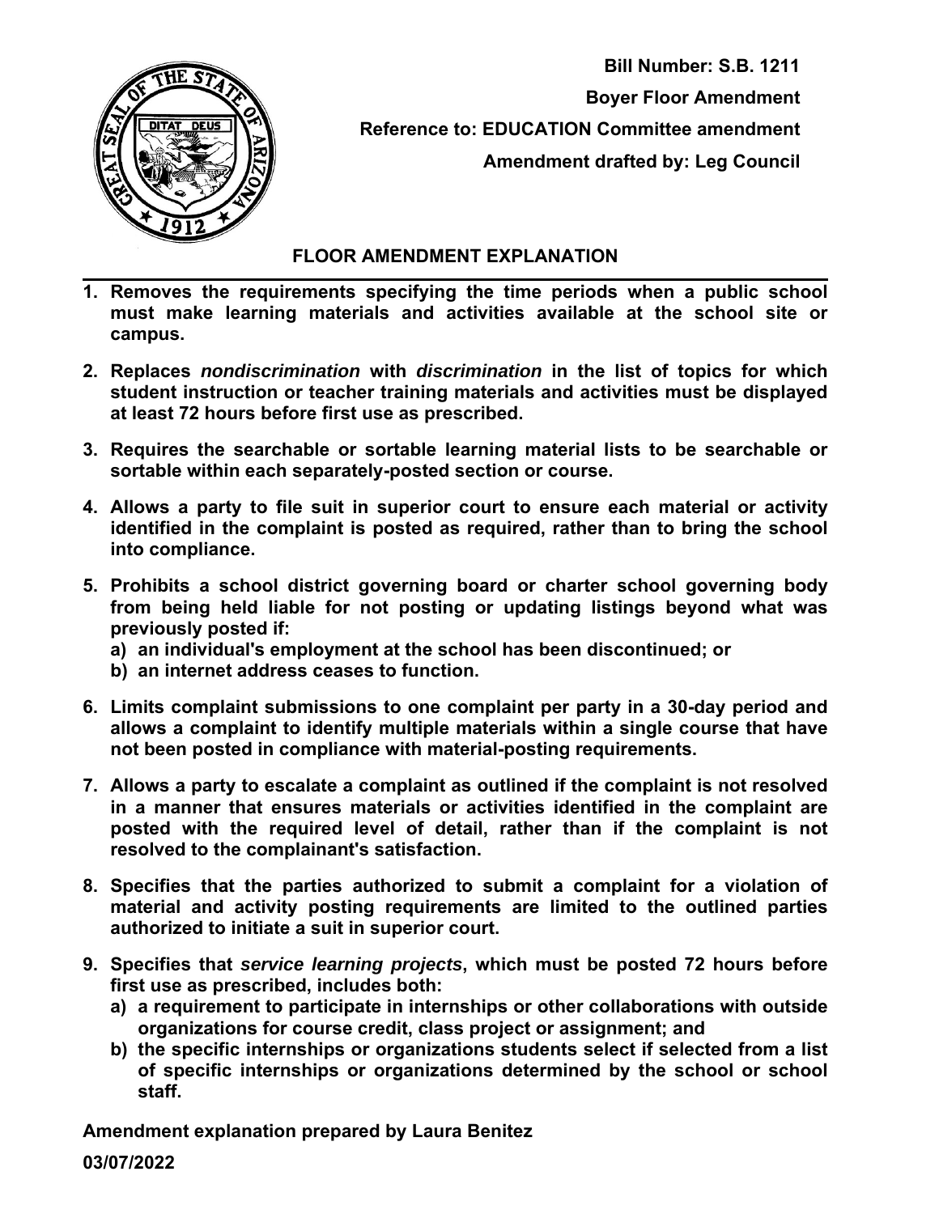**Bill Number: S.B. 1211**

**Boyer Floor Amendment**

**Reference to: EDUCATION Committee amendment**

**Amendment drafted by: Leg Council**

## FLOOR AMENDMENT EXPLANATION

1. **Removes the requirements specifying the time periods when a public school must make learning materials and activities available at the school site or campus.**

2. **Replaces *nondiscrimination* with *discrimination* in the list of topics for which student instruction or teacher training materials and activities must be displayed at least 72 hours before first use as prescribed.**

3. **Requires the searchable or sortable learning material lists to be searchable or sortable within each separately-posted section or course.**

4. **Allows a party to file suit in superior court to ensure each material or activity identified in the complaint is posted as required, rather than to bring the school into compliance.**

5. **Prohibits a school district governing board or charter school governing body from being held liable for not posting or updating listings beyond what was previously posted if:**
   a) **an individual's employment at the school has been discontinued; or**
   b) **an internet address ceases to function.**

6. **Limits complaint submissions to one complaint per party in a 30-day period and allows a complaint to identify multiple materials within a single course that have not been posted in compliance with material-posting requirements.**

7. **Allows a party to escalate a complaint as outlined if the complaint is not resolved in a manner that ensures materials or activities identified in the complaint are posted with the required level of detail, rather than if the complaint is not resolved to the complainant's satisfaction.**

8. **Specifies that the parties authorized to submit a complaint for a violation of material and activity posting requirements are limited to the outlined parties authorized to initiate a suit in superior court.**

9. **Specifies that *service learning projects*, which must be posted 72 hours before first use as prescribed, includes both:**
   a) **a requirement to participate in internships or other collaborations with outside organizations for course credit, class project or assignment; and**
   b) **the specific internships or organizations students select if selected from a list of specific internships or organizations determined by the school or school staff.**

**Amendment explanation prepared by Laura Benitez**

**03/07/2022**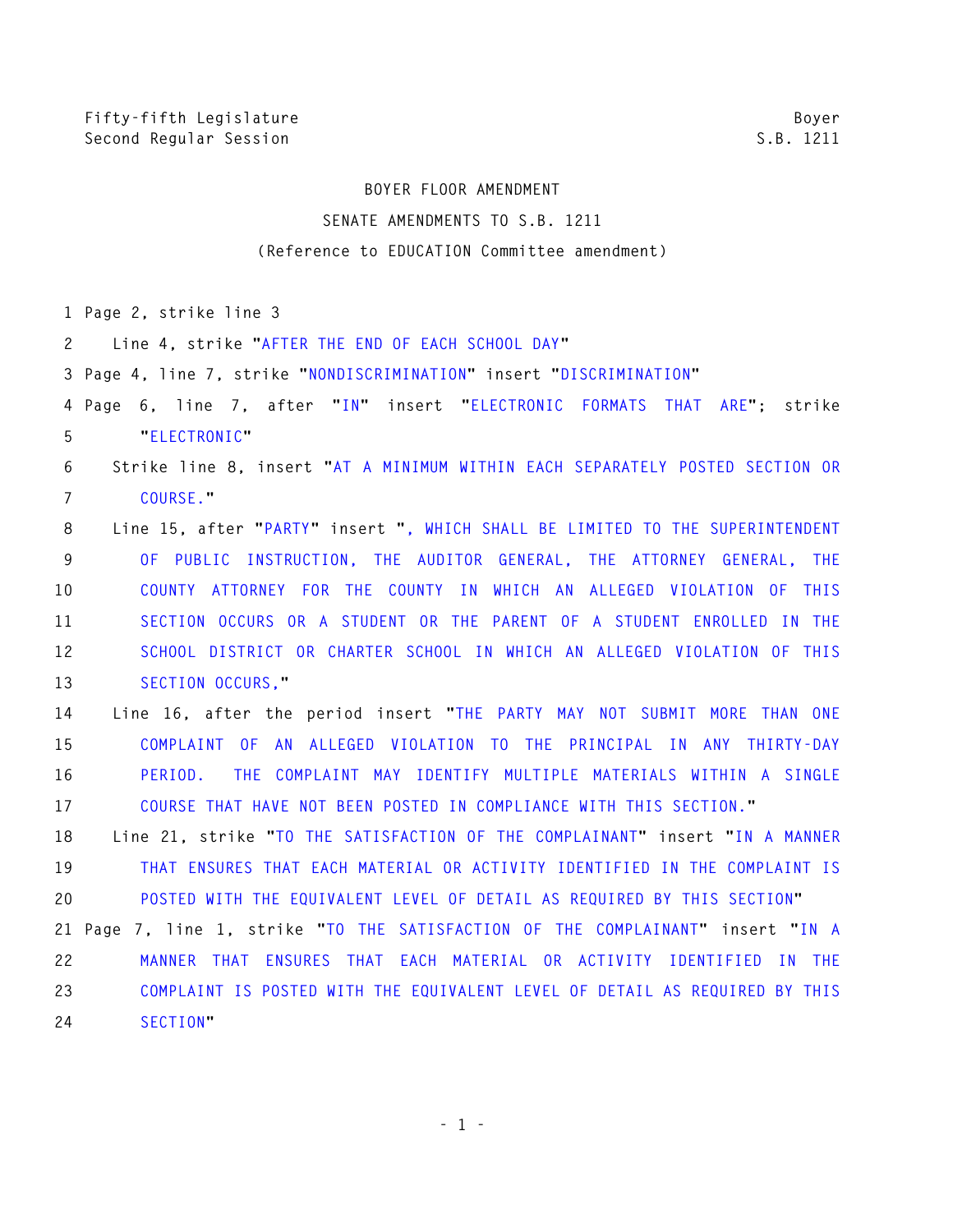Fifty-fifth Legislature
Second Regular Session

Boyer
S.B. 1211

BOYER FLOOR AMENDMENT

SENATE AMENDMENTS TO S.B. 1211

(Reference to EDUCATION Committee amendment)

1 Page 2, strike line 3

2 Line 4, strike "AFTER THE END OF EACH SCHOOL DAY"

3 Page 4, line 7, strike "NONDISCRIMINATION" insert "DISCRIMINATION"

4 Page 6, line 7, after "IN" insert "ELECTRONIC FORMATS THAT ARE"; strike

5 "ELECTRONIC"

6 Strike line 8, insert "AT A MINIMUM WITHIN EACH SEPARATELY POSTED SECTION OR

7 COURSE."

8 Line 15, after "PARTY" insert ", WHICH SHALL BE LIMITED TO THE SUPERINTENDENT

9 OF PUBLIC INSTRUCTION, THE AUDITOR GENERAL, THE ATTORNEY GENERAL, THE

10 COUNTY ATTORNEY FOR THE COUNTY IN WHICH AN ALLEGED VIOLATION OF THIS

11 SECTION OCCURS OR A STUDENT OR THE PARENT OF A STUDENT ENROLLED IN THE

12 SCHOOL DISTRICT OR CHARTER SCHOOL IN WHICH AN ALLEGED VIOLATION OF THIS

13 SECTION OCCURS,"

14 Line 16, after the period insert "THE PARTY MAY NOT SUBMIT MORE THAN ONE

15 COMPLAINT OF AN ALLEGED VIOLATION TO THE PRINCIPAL IN ANY THIRTY-DAY

16 PERIOD. THE COMPLAINT MAY IDENTIFY MULTIPLE MATERIALS WITHIN A SINGLE

17 COURSE THAT HAVE NOT BEEN POSTED IN COMPLIANCE WITH THIS SECTION."

18 Line 21, strike "TO THE SATISFACTION OF THE COMPLAINANT" insert "IN A MANNER

19 THAT ENSURES THAT EACH MATERIAL OR ACTIVITY IDENTIFIED IN THE COMPLAINT IS

20 POSTED WITH THE EQUIVALENT LEVEL OF DETAIL AS REQUIRED BY THIS SECTION"

21 Page 7, line 1, strike "TO THE SATISFACTION OF THE COMPLAINANT" insert "IN A

22 MANNER THAT ENSURES THAT EACH MATERIAL OR ACTIVITY IDENTIFIED IN THE

23 COMPLAINT IS POSTED WITH THE EQUIVALENT LEVEL OF DETAIL AS REQUIRED BY THIS

24 SECTION"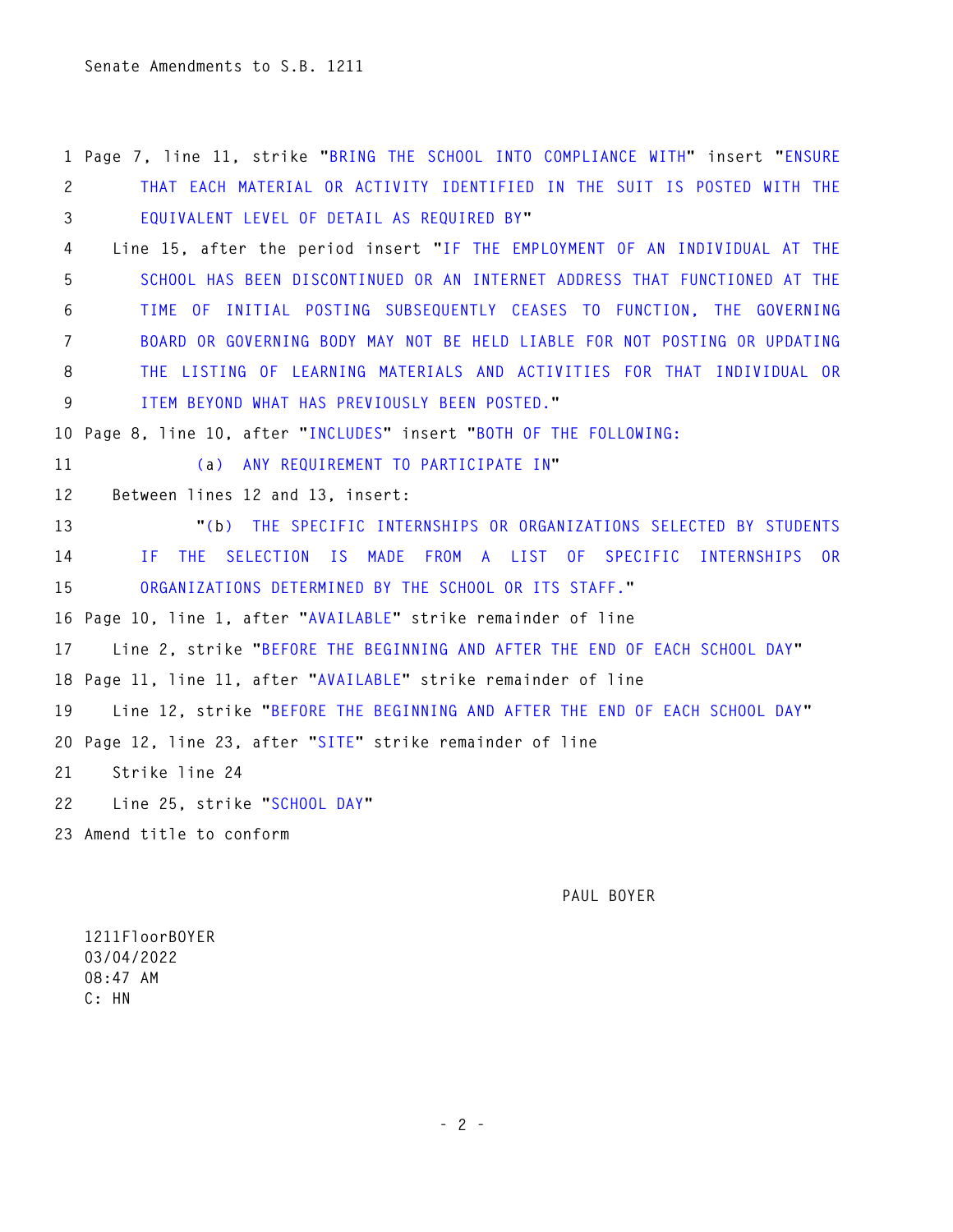Senate Amendments to S.B. 1211

1 Page 7, line 11, strike "BRING THE SCHOOL INTO COMPLIANCE WITH" insert "ENSURE
2 THAT EACH MATERIAL OR ACTIVITY IDENTIFIED IN THE SUIT IS POSTED WITH THE
3 EQUIVALENT LEVEL OF DETAIL AS REQUIRED BY"
4 Line 15, after the period insert "IF THE EMPLOYMENT OF AN INDIVIDUAL AT THE
5 SCHOOL HAS BEEN DISCONTINUED OR AN INTERNET ADDRESS THAT FUNCTIONED AT THE
6 TIME OF INITIAL POSTING SUBSEQUENTLY CEASES TO FUNCTION, THE GOVERNING
7 BOARD OR GOVERNING BODY MAY NOT BE HELD LIABLE FOR NOT POSTING OR UPDATING
8 THE LISTING OF LEARNING MATERIALS AND ACTIVITIES FOR THAT INDIVIDUAL OR
9 ITEM BEYOND WHAT HAS PREVIOUSLY BEEN POSTED."
10 Page 8, line 10, after "INCLUDES" insert "BOTH OF THE FOLLOWING:
11 (a) ANY REQUIREMENT TO PARTICIPATE IN"
12 Between lines 12 and 13, insert:
13 "(b) THE SPECIFIC INTERNSHIPS OR ORGANIZATIONS SELECTED BY STUDENTS
14 IF THE SELECTION IS MADE FROM A LIST OF SPECIFIC INTERNSHIPS OR
15 ORGANIZATIONS DETERMINED BY THE SCHOOL OR ITS STAFF."
16 Page 10, line 1, after "AVAILABLE" strike remainder of line
17 Line 2, strike "BEFORE THE BEGINNING AND AFTER THE END OF EACH SCHOOL DAY"
18 Page 11, line 11, after "AVAILABLE" strike remainder of line
19 Line 12, strike "BEFORE THE BEGINNING AND AFTER THE END OF EACH SCHOOL DAY"
20 Page 12, line 23, after "SITE" strike remainder of line
21 Strike line 24
22 Line 25, strike "SCHOOL DAY"
23 Amend title to conform

PAUL BOYER

1211FloorBOYER
03/04/2022
08:47 AM
C: HN